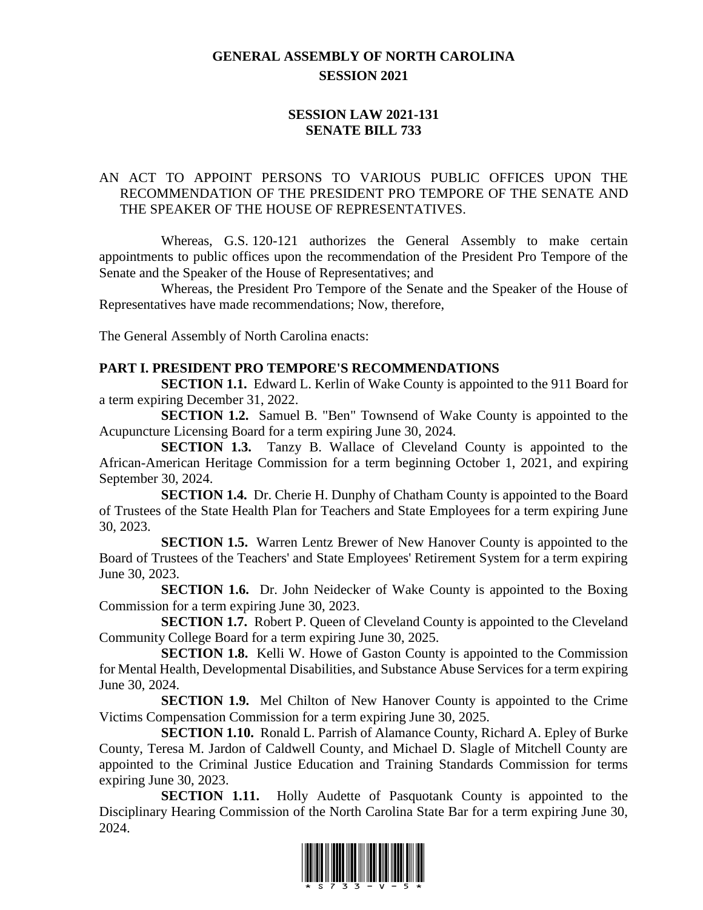# GENERAL ASSEMBLY OF NORTH CAROLINA
## SESSION 2021

## SESSION LAW 2021-131
## SENATE BILL 733

AN ACT TO APPOINT PERSONS TO VARIOUS PUBLIC OFFICES UPON THE RECOMMENDATION OF THE PRESIDENT PRO TEMPORE OF THE SENATE AND THE SPEAKER OF THE HOUSE OF REPRESENTATIVES.

Whereas, G.S. 120-121 authorizes the General Assembly to make certain appointments to public offices upon the recommendation of the President Pro Tempore of the Senate and the Speaker of the House of Representatives; and

Whereas, the President Pro Tempore of the Senate and the Speaker of the House of Representatives have made recommendations; Now, therefore,

The General Assembly of North Carolina enacts:

### PART I. PRESIDENT PRO TEMPORE'S RECOMMENDATIONS

**SECTION 1.1.** Edward L. Kerlin of Wake County is appointed to the 911 Board for a term expiring December 31, 2022.

**SECTION 1.2.** Samuel B. "Ben" Townsend of Wake County is appointed to the Acupuncture Licensing Board for a term expiring June 30, 2024.

**SECTION 1.3.** Tanzy B. Wallace of Cleveland County is appointed to the African-American Heritage Commission for a term beginning October 1, 2021, and expiring September 30, 2024.

**SECTION 1.4.** Dr. Cherie H. Dunphy of Chatham County is appointed to the Board of Trustees of the State Health Plan for Teachers and State Employees for a term expiring June 30, 2023.

**SECTION 1.5.** Warren Lentz Brewer of New Hanover County is appointed to the Board of Trustees of the Teachers' and State Employees' Retirement System for a term expiring June 30, 2023.

**SECTION 1.6.** Dr. John Neidecker of Wake County is appointed to the Boxing Commission for a term expiring June 30, 2023.

**SECTION 1.7.** Robert P. Queen of Cleveland County is appointed to the Cleveland Community College Board for a term expiring June 30, 2025.

**SECTION 1.8.** Kelli W. Howe of Gaston County is appointed to the Commission for Mental Health, Developmental Disabilities, and Substance Abuse Services for a term expiring June 30, 2024.

**SECTION 1.9.** Mel Chilton of New Hanover County is appointed to the Crime Victims Compensation Commission for a term expiring June 30, 2025.

**SECTION 1.10.** Ronald L. Parrish of Alamance County, Richard A. Epley of Burke County, Teresa M. Jardon of Caldwell County, and Michael D. Slagle of Mitchell County are appointed to the Criminal Justice Education and Training Standards Commission for terms expiring June 30, 2023.

**SECTION 1.11.** Holly Audette of Pasquotank County is appointed to the Disciplinary Hearing Commission of the North Carolina State Bar for a term expiring June 30, 2024.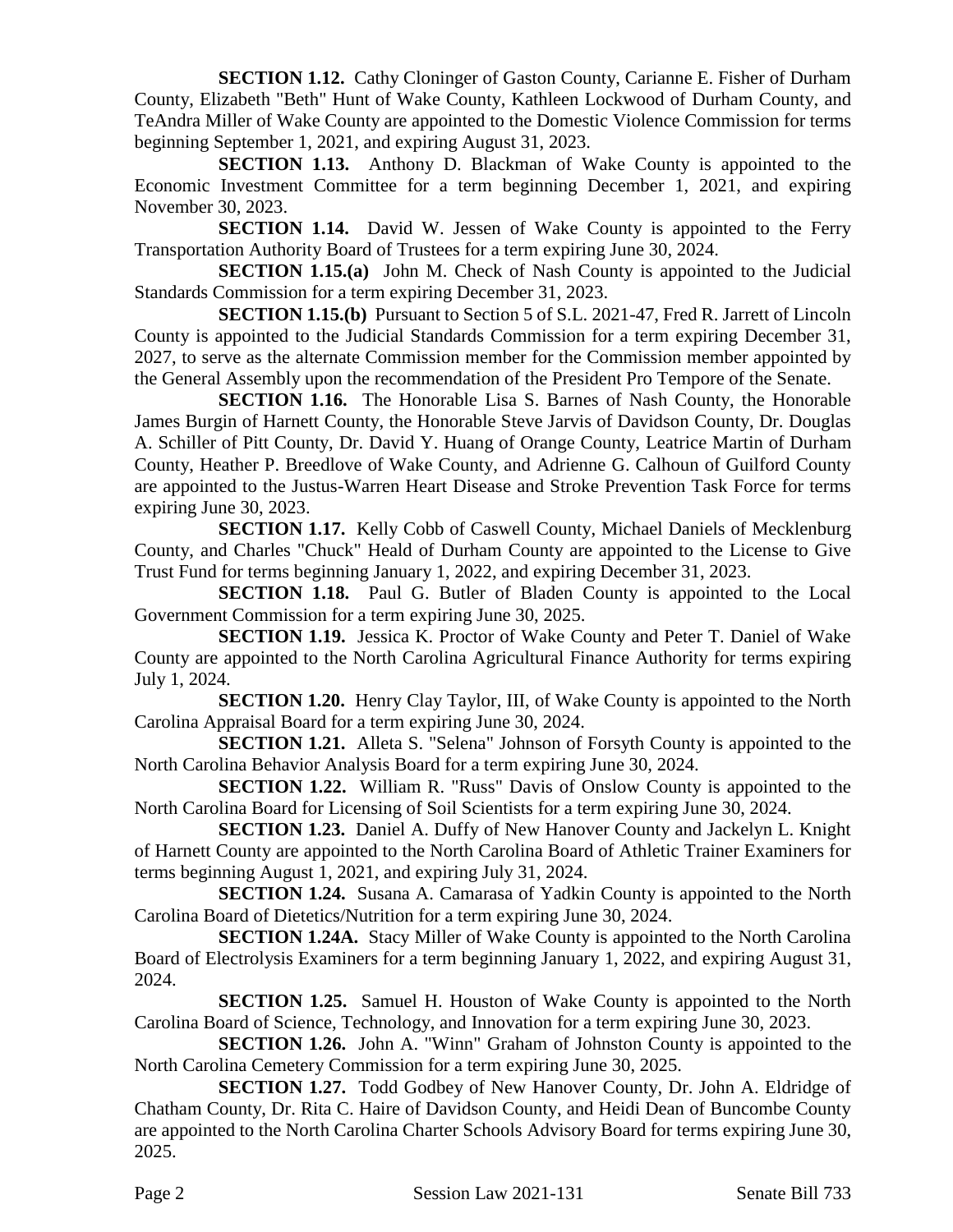**SECTION 1.12.** Cathy Cloninger of Gaston County, Carianne E. Fisher of Durham County, Elizabeth "Beth" Hunt of Wake County, Kathleen Lockwood of Durham County, and TeAndra Miller of Wake County are appointed to the Domestic Violence Commission for terms beginning September 1, 2021, and expiring August 31, 2023.

**SECTION 1.13.** Anthony D. Blackman of Wake County is appointed to the Economic Investment Committee for a term beginning December 1, 2021, and expiring November 30, 2023.

**SECTION 1.14.** David W. Jessen of Wake County is appointed to the Ferry Transportation Authority Board of Trustees for a term expiring June 30, 2024.

**SECTION 1.15.(a)** John M. Check of Nash County is appointed to the Judicial Standards Commission for a term expiring December 31, 2023.

**SECTION 1.15.(b)** Pursuant to Section 5 of S.L. 2021-47, Fred R. Jarrett of Lincoln County is appointed to the Judicial Standards Commission for a term expiring December 31, 2027, to serve as the alternate Commission member for the Commission member appointed by the General Assembly upon the recommendation of the President Pro Tempore of the Senate.

**SECTION 1.16.** The Honorable Lisa S. Barnes of Nash County, the Honorable James Burgin of Harnett County, the Honorable Steve Jarvis of Davidson County, Dr. Douglas A. Schiller of Pitt County, Dr. David Y. Huang of Orange County, Leatrice Martin of Durham County, Heather P. Breedlove of Wake County, and Adrienne G. Calhoun of Guilford County are appointed to the Justus-Warren Heart Disease and Stroke Prevention Task Force for terms expiring June 30, 2023.

**SECTION 1.17.** Kelly Cobb of Caswell County, Michael Daniels of Mecklenburg County, and Charles "Chuck" Heald of Durham County are appointed to the License to Give Trust Fund for terms beginning January 1, 2022, and expiring December 31, 2023.

**SECTION 1.18.** Paul G. Butler of Bladen County is appointed to the Local Government Commission for a term expiring June 30, 2025.

**SECTION 1.19.** Jessica K. Proctor of Wake County and Peter T. Daniel of Wake County are appointed to the North Carolina Agricultural Finance Authority for terms expiring July 1, 2024.

**SECTION 1.20.** Henry Clay Taylor, III, of Wake County is appointed to the North Carolina Appraisal Board for a term expiring June 30, 2024.

**SECTION 1.21.** Alleta S. "Selena" Johnson of Forsyth County is appointed to the North Carolina Behavior Analysis Board for a term expiring June 30, 2024.

**SECTION 1.22.** William R. "Russ" Davis of Onslow County is appointed to the North Carolina Board for Licensing of Soil Scientists for a term expiring June 30, 2024.

**SECTION 1.23.** Daniel A. Duffy of New Hanover County and Jackelyn L. Knight of Harnett County are appointed to the North Carolina Board of Athletic Trainer Examiners for terms beginning August 1, 2021, and expiring July 31, 2024.

**SECTION 1.24.** Susana A. Camarasa of Yadkin County is appointed to the North Carolina Board of Dietetics/Nutrition for a term expiring June 30, 2024.

**SECTION 1.24A.** Stacy Miller of Wake County is appointed to the North Carolina Board of Electrolysis Examiners for a term beginning January 1, 2022, and expiring August 31, 2024.

**SECTION 1.25.** Samuel H. Houston of Wake County is appointed to the North Carolina Board of Science, Technology, and Innovation for a term expiring June 30, 2023.

**SECTION 1.26.** John A. "Winn" Graham of Johnston County is appointed to the North Carolina Cemetery Commission for a term expiring June 30, 2025.

**SECTION 1.27.** Todd Godbey of New Hanover County, Dr. John A. Eldridge of Chatham County, Dr. Rita C. Haire of Davidson County, and Heidi Dean of Buncombe County are appointed to the North Carolina Charter Schools Advisory Board for terms expiring June 30, 2025.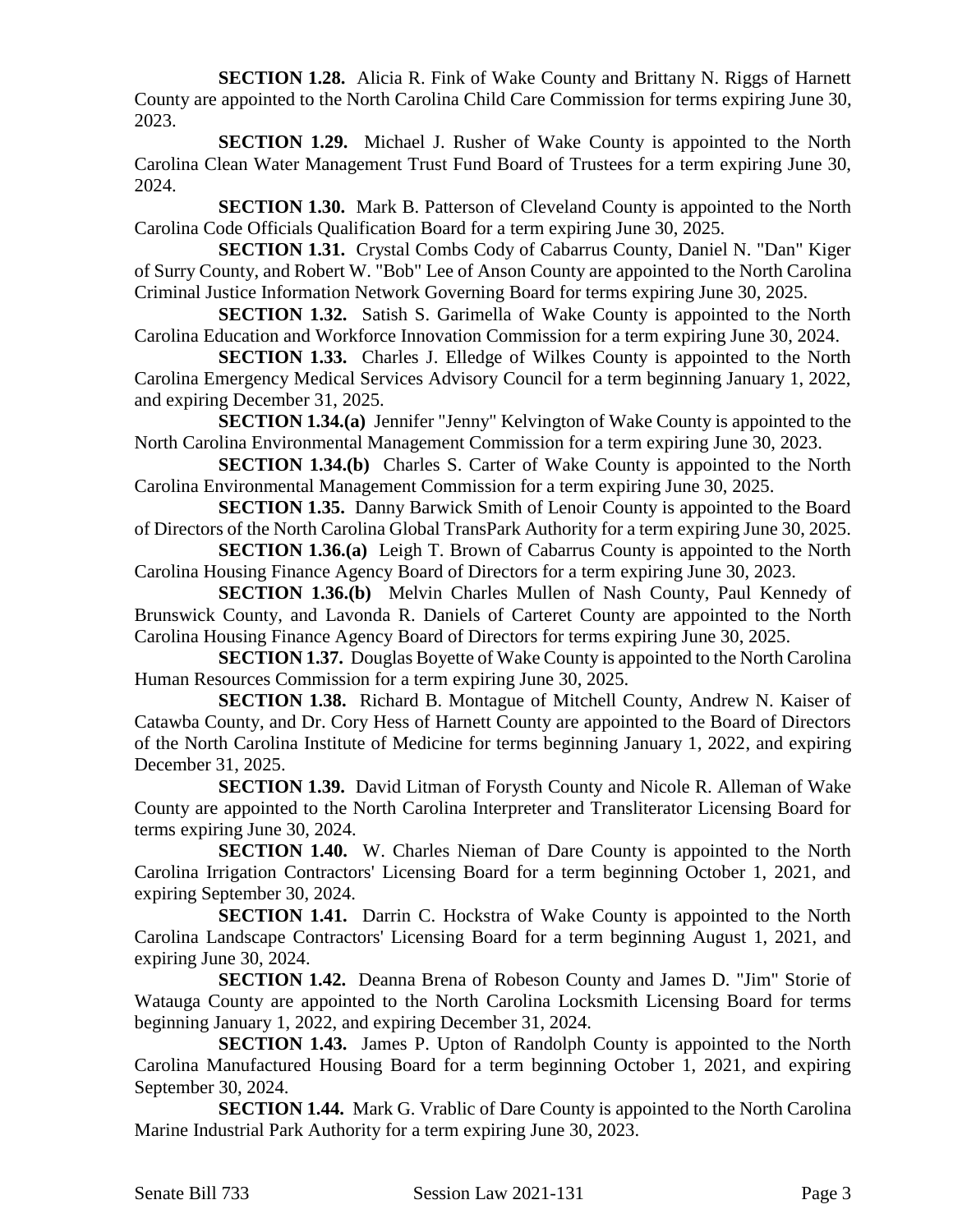**SECTION 1.28.** Alicia R. Fink of Wake County and Brittany N. Riggs of Harnett County are appointed to the North Carolina Child Care Commission for terms expiring June 30, 2023.

**SECTION 1.29.** Michael J. Rusher of Wake County is appointed to the North Carolina Clean Water Management Trust Fund Board of Trustees for a term expiring June 30, 2024.

**SECTION 1.30.** Mark B. Patterson of Cleveland County is appointed to the North Carolina Code Officials Qualification Board for a term expiring June 30, 2025.

**SECTION 1.31.** Crystal Combs Cody of Cabarrus County, Daniel N. "Dan" Kiger of Surry County, and Robert W. "Bob" Lee of Anson County are appointed to the North Carolina Criminal Justice Information Network Governing Board for terms expiring June 30, 2025.

**SECTION 1.32.** Satish S. Garimella of Wake County is appointed to the North Carolina Education and Workforce Innovation Commission for a term expiring June 30, 2024.

**SECTION 1.33.** Charles J. Elledge of Wilkes County is appointed to the North Carolina Emergency Medical Services Advisory Council for a term beginning January 1, 2022, and expiring December 31, 2025.

**SECTION 1.34.(a)** Jennifer "Jenny" Kelvington of Wake County is appointed to the North Carolina Environmental Management Commission for a term expiring June 30, 2023.

**SECTION 1.34.(b)** Charles S. Carter of Wake County is appointed to the North Carolina Environmental Management Commission for a term expiring June 30, 2025.

**SECTION 1.35.** Danny Barwick Smith of Lenoir County is appointed to the Board of Directors of the North Carolina Global TransPark Authority for a term expiring June 30, 2025.

**SECTION 1.36.(a)** Leigh T. Brown of Cabarrus County is appointed to the North Carolina Housing Finance Agency Board of Directors for a term expiring June 30, 2023.

**SECTION 1.36.(b)** Melvin Charles Mullen of Nash County, Paul Kennedy of Brunswick County, and Lavonda R. Daniels of Carteret County are appointed to the North Carolina Housing Finance Agency Board of Directors for terms expiring June 30, 2025.

**SECTION 1.37.** Douglas Boyette of Wake County is appointed to the North Carolina Human Resources Commission for a term expiring June 30, 2025.

**SECTION 1.38.** Richard B. Montague of Mitchell County, Andrew N. Kaiser of Catawba County, and Dr. Cory Hess of Harnett County are appointed to the Board of Directors of the North Carolina Institute of Medicine for terms beginning January 1, 2022, and expiring December 31, 2025.

**SECTION 1.39.** David Litman of Forysth County and Nicole R. Alleman of Wake County are appointed to the North Carolina Interpreter and Transliterator Licensing Board for terms expiring June 30, 2024.

**SECTION 1.40.** W. Charles Nieman of Dare County is appointed to the North Carolina Irrigation Contractors' Licensing Board for a term beginning October 1, 2021, and expiring September 30, 2024.

**SECTION 1.41.** Darrin C. Hockstra of Wake County is appointed to the North Carolina Landscape Contractors' Licensing Board for a term beginning August 1, 2021, and expiring June 30, 2024.

**SECTION 1.42.** Deanna Brena of Robeson County and James D. "Jim" Storie of Watauga County are appointed to the North Carolina Locksmith Licensing Board for terms beginning January 1, 2022, and expiring December 31, 2024.

**SECTION 1.43.** James P. Upton of Randolph County is appointed to the North Carolina Manufactured Housing Board for a term beginning October 1, 2021, and expiring September 30, 2024.

**SECTION 1.44.** Mark G. Vrablic of Dare County is appointed to the North Carolina Marine Industrial Park Authority for a term expiring June 30, 2023.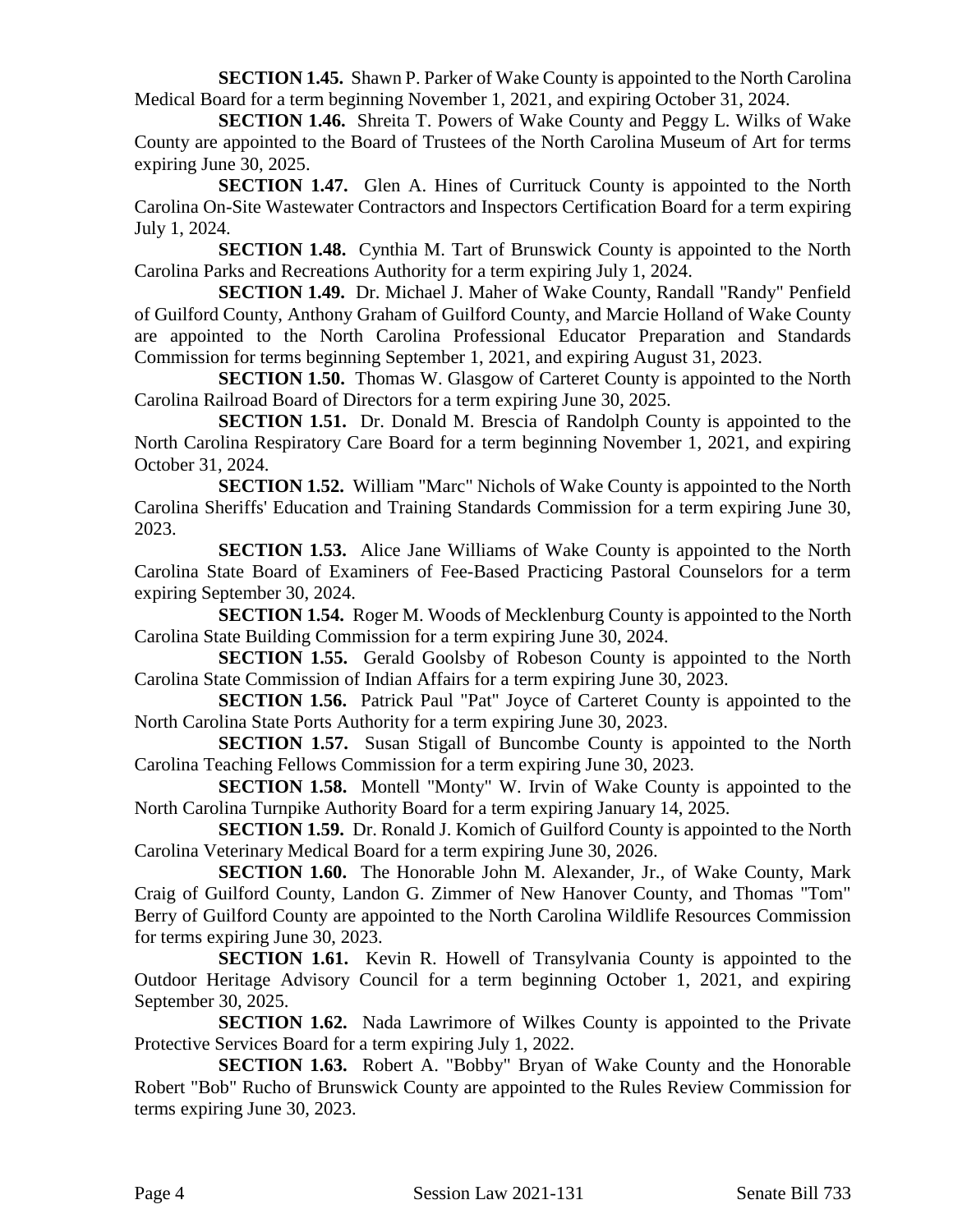**SECTION 1.45.** Shawn P. Parker of Wake County is appointed to the North Carolina Medical Board for a term beginning November 1, 2021, and expiring October 31, 2024.

**SECTION 1.46.** Shreita T. Powers of Wake County and Peggy L. Wilks of Wake County are appointed to the Board of Trustees of the North Carolina Museum of Art for terms expiring June 30, 2025.

**SECTION 1.47.** Glen A. Hines of Currituck County is appointed to the North Carolina On-Site Wastewater Contractors and Inspectors Certification Board for a term expiring July 1, 2024.

**SECTION 1.48.** Cynthia M. Tart of Brunswick County is appointed to the North Carolina Parks and Recreations Authority for a term expiring July 1, 2024.

**SECTION 1.49.** Dr. Michael J. Maher of Wake County, Randall "Randy" Penfield of Guilford County, Anthony Graham of Guilford County, and Marcie Holland of Wake County are appointed to the North Carolina Professional Educator Preparation and Standards Commission for terms beginning September 1, 2021, and expiring August 31, 2023.

**SECTION 1.50.** Thomas W. Glasgow of Carteret County is appointed to the North Carolina Railroad Board of Directors for a term expiring June 30, 2025.

**SECTION 1.51.** Dr. Donald M. Brescia of Randolph County is appointed to the North Carolina Respiratory Care Board for a term beginning November 1, 2021, and expiring October 31, 2024.

**SECTION 1.52.** William "Marc" Nichols of Wake County is appointed to the North Carolina Sheriffs' Education and Training Standards Commission for a term expiring June 30, 2023.

**SECTION 1.53.** Alice Jane Williams of Wake County is appointed to the North Carolina State Board of Examiners of Fee-Based Practicing Pastoral Counselors for a term expiring September 30, 2024.

**SECTION 1.54.** Roger M. Woods of Mecklenburg County is appointed to the North Carolina State Building Commission for a term expiring June 30, 2024.

**SECTION 1.55.** Gerald Goolsby of Robeson County is appointed to the North Carolina State Commission of Indian Affairs for a term expiring June 30, 2023.

**SECTION 1.56.** Patrick Paul "Pat" Joyce of Carteret County is appointed to the North Carolina State Ports Authority for a term expiring June 30, 2023.

**SECTION 1.57.** Susan Stigall of Buncombe County is appointed to the North Carolina Teaching Fellows Commission for a term expiring June 30, 2023.

**SECTION 1.58.** Montell "Monty" W. Irvin of Wake County is appointed to the North Carolina Turnpike Authority Board for a term expiring January 14, 2025.

**SECTION 1.59.** Dr. Ronald J. Komich of Guilford County is appointed to the North Carolina Veterinary Medical Board for a term expiring June 30, 2026.

**SECTION 1.60.** The Honorable John M. Alexander, Jr., of Wake County, Mark Craig of Guilford County, Landon G. Zimmer of New Hanover County, and Thomas "Tom" Berry of Guilford County are appointed to the North Carolina Wildlife Resources Commission for terms expiring June 30, 2023.

**SECTION 1.61.** Kevin R. Howell of Transylvania County is appointed to the Outdoor Heritage Advisory Council for a term beginning October 1, 2021, and expiring September 30, 2025.

**SECTION 1.62.** Nada Lawrimore of Wilkes County is appointed to the Private Protective Services Board for a term expiring July 1, 2022.

**SECTION 1.63.** Robert A. "Bobby" Bryan of Wake County and the Honorable Robert "Bob" Rucho of Brunswick County are appointed to the Rules Review Commission for terms expiring June 30, 2023.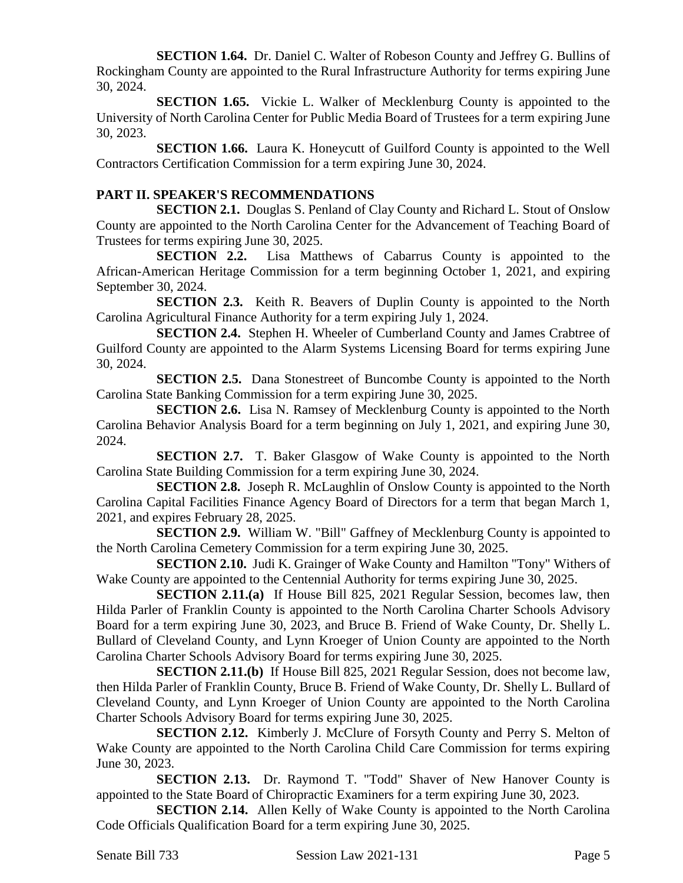**SECTION 1.64.** Dr. Daniel C. Walter of Robeson County and Jeffrey G. Bullins of Rockingham County are appointed to the Rural Infrastructure Authority for terms expiring June 30, 2024.

**SECTION 1.65.** Vickie L. Walker of Mecklenburg County is appointed to the University of North Carolina Center for Public Media Board of Trustees for a term expiring June 30, 2023.

**SECTION 1.66.** Laura K. Honeycutt of Guilford County is appointed to the Well Contractors Certification Commission for a term expiring June 30, 2024.

## PART II. SPEAKER'S RECOMMENDATIONS

**SECTION 2.1.** Douglas S. Penland of Clay County and Richard L. Stout of Onslow County are appointed to the North Carolina Center for the Advancement of Teaching Board of Trustees for terms expiring June 30, 2025.

**SECTION 2.2.** Lisa Matthews of Cabarrus County is appointed to the African-American Heritage Commission for a term beginning October 1, 2021, and expiring September 30, 2024.

**SECTION 2.3.** Keith R. Beavers of Duplin County is appointed to the North Carolina Agricultural Finance Authority for a term expiring July 1, 2024.

**SECTION 2.4.** Stephen H. Wheeler of Cumberland County and James Crabtree of Guilford County are appointed to the Alarm Systems Licensing Board for terms expiring June 30, 2024.

**SECTION 2.5.** Dana Stonestreet of Buncombe County is appointed to the North Carolina State Banking Commission for a term expiring June 30, 2025.

**SECTION 2.6.** Lisa N. Ramsey of Mecklenburg County is appointed to the North Carolina Behavior Analysis Board for a term beginning on July 1, 2021, and expiring June 30, 2024.

**SECTION 2.7.** T. Baker Glasgow of Wake County is appointed to the North Carolina State Building Commission for a term expiring June 30, 2024.

**SECTION 2.8.** Joseph R. McLaughlin of Onslow County is appointed to the North Carolina Capital Facilities Finance Agency Board of Directors for a term that began March 1, 2021, and expires February 28, 2025.

**SECTION 2.9.** William W. "Bill" Gaffney of Mecklenburg County is appointed to the North Carolina Cemetery Commission for a term expiring June 30, 2025.

**SECTION 2.10.** Judi K. Grainger of Wake County and Hamilton "Tony" Withers of Wake County are appointed to the Centennial Authority for terms expiring June 30, 2025.

**SECTION 2.11.(a)** If House Bill 825, 2021 Regular Session, becomes law, then Hilda Parler of Franklin County is appointed to the North Carolina Charter Schools Advisory Board for a term expiring June 30, 2023, and Bruce B. Friend of Wake County, Dr. Shelly L. Bullard of Cleveland County, and Lynn Kroeger of Union County are appointed to the North Carolina Charter Schools Advisory Board for terms expiring June 30, 2025.

**SECTION 2.11.(b)** If House Bill 825, 2021 Regular Session, does not become law, then Hilda Parler of Franklin County, Bruce B. Friend of Wake County, Dr. Shelly L. Bullard of Cleveland County, and Lynn Kroeger of Union County are appointed to the North Carolina Charter Schools Advisory Board for terms expiring June 30, 2025.

**SECTION 2.12.** Kimberly J. McClure of Forsyth County and Perry S. Melton of Wake County are appointed to the North Carolina Child Care Commission for terms expiring June 30, 2023.

**SECTION 2.13.** Dr. Raymond T. "Todd" Shaver of New Hanover County is appointed to the State Board of Chiropractic Examiners for a term expiring June 30, 2023.

**SECTION 2.14.** Allen Kelly of Wake County is appointed to the North Carolina Code Officials Qualification Board for a term expiring June 30, 2025.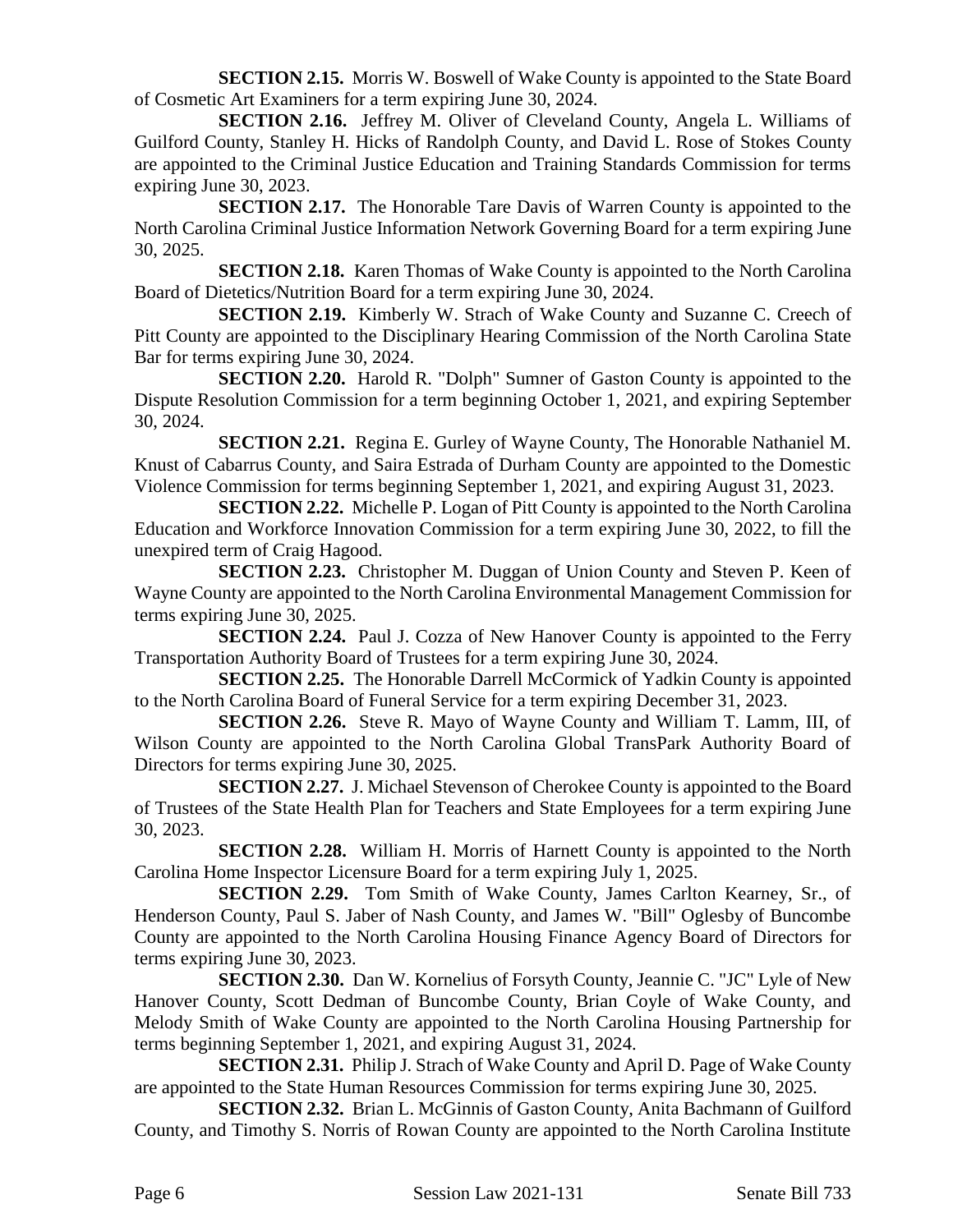**SECTION 2.15.** Morris W. Boswell of Wake County is appointed to the State Board of Cosmetic Art Examiners for a term expiring June 30, 2024.

**SECTION 2.16.** Jeffrey M. Oliver of Cleveland County, Angela L. Williams of Guilford County, Stanley H. Hicks of Randolph County, and David L. Rose of Stokes County are appointed to the Criminal Justice Education and Training Standards Commission for terms expiring June 30, 2023.

**SECTION 2.17.** The Honorable Tare Davis of Warren County is appointed to the North Carolina Criminal Justice Information Network Governing Board for a term expiring June 30, 2025.

**SECTION 2.18.** Karen Thomas of Wake County is appointed to the North Carolina Board of Dietetics/Nutrition Board for a term expiring June 30, 2024.

**SECTION 2.19.** Kimberly W. Strach of Wake County and Suzanne C. Creech of Pitt County are appointed to the Disciplinary Hearing Commission of the North Carolina State Bar for terms expiring June 30, 2024.

**SECTION 2.20.** Harold R. "Dolph" Sumner of Gaston County is appointed to the Dispute Resolution Commission for a term beginning October 1, 2021, and expiring September 30, 2024.

**SECTION 2.21.** Regina E. Gurley of Wayne County, The Honorable Nathaniel M. Knust of Cabarrus County, and Saira Estrada of Durham County are appointed to the Domestic Violence Commission for terms beginning September 1, 2021, and expiring August 31, 2023.

**SECTION 2.22.** Michelle P. Logan of Pitt County is appointed to the North Carolina Education and Workforce Innovation Commission for a term expiring June 30, 2022, to fill the unexpired term of Craig Hagood.

**SECTION 2.23.** Christopher M. Duggan of Union County and Steven P. Keen of Wayne County are appointed to the North Carolina Environmental Management Commission for terms expiring June 30, 2025.

**SECTION 2.24.** Paul J. Cozza of New Hanover County is appointed to the Ferry Transportation Authority Board of Trustees for a term expiring June 30, 2024.

**SECTION 2.25.** The Honorable Darrell McCormick of Yadkin County is appointed to the North Carolina Board of Funeral Service for a term expiring December 31, 2023.

**SECTION 2.26.** Steve R. Mayo of Wayne County and William T. Lamm, III, of Wilson County are appointed to the North Carolina Global TransPark Authority Board of Directors for terms expiring June 30, 2025.

**SECTION 2.27.** J. Michael Stevenson of Cherokee County is appointed to the Board of Trustees of the State Health Plan for Teachers and State Employees for a term expiring June 30, 2023.

**SECTION 2.28.** William H. Morris of Harnett County is appointed to the North Carolina Home Inspector Licensure Board for a term expiring July 1, 2025.

**SECTION 2.29.** Tom Smith of Wake County, James Carlton Kearney, Sr., of Henderson County, Paul S. Jaber of Nash County, and James W. "Bill" Oglesby of Buncombe County are appointed to the North Carolina Housing Finance Agency Board of Directors for terms expiring June 30, 2023.

**SECTION 2.30.** Dan W. Kornelius of Forsyth County, Jeannie C. "JC" Lyle of New Hanover County, Scott Dedman of Buncombe County, Brian Coyle of Wake County, and Melody Smith of Wake County are appointed to the North Carolina Housing Partnership for terms beginning September 1, 2021, and expiring August 31, 2024.

**SECTION 2.31.** Philip J. Strach of Wake County and April D. Page of Wake County are appointed to the State Human Resources Commission for terms expiring June 30, 2025.

**SECTION 2.32.** Brian L. McGinnis of Gaston County, Anita Bachmann of Guilford County, and Timothy S. Norris of Rowan County are appointed to the North Carolina Institute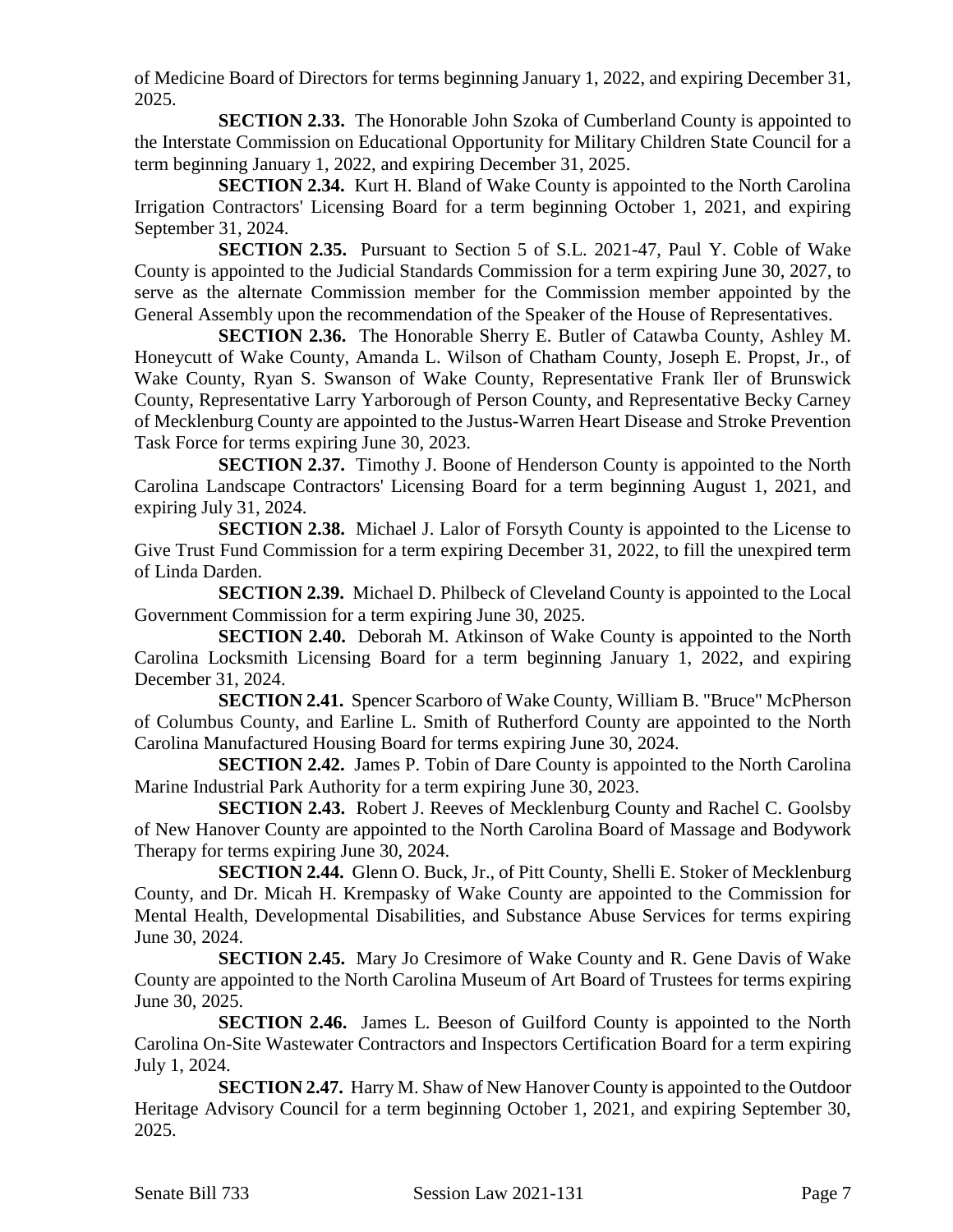of Medicine Board of Directors for terms beginning January 1, 2022, and expiring December 31, 2025.

**SECTION 2.33.** The Honorable John Szoka of Cumberland County is appointed to the Interstate Commission on Educational Opportunity for Military Children State Council for a term beginning January 1, 2022, and expiring December 31, 2025.

**SECTION 2.34.** Kurt H. Bland of Wake County is appointed to the North Carolina Irrigation Contractors' Licensing Board for a term beginning October 1, 2021, and expiring September 31, 2024.

**SECTION 2.35.** Pursuant to Section 5 of S.L. 2021-47, Paul Y. Coble of Wake County is appointed to the Judicial Standards Commission for a term expiring June 30, 2027, to serve as the alternate Commission member for the Commission member appointed by the General Assembly upon the recommendation of the Speaker of the House of Representatives.

**SECTION 2.36.** The Honorable Sherry E. Butler of Catawba County, Ashley M. Honeycutt of Wake County, Amanda L. Wilson of Chatham County, Joseph E. Propst, Jr., of Wake County, Ryan S. Swanson of Wake County, Representative Frank Iler of Brunswick County, Representative Larry Yarborough of Person County, and Representative Becky Carney of Mecklenburg County are appointed to the Justus-Warren Heart Disease and Stroke Prevention Task Force for terms expiring June 30, 2023.

**SECTION 2.37.** Timothy J. Boone of Henderson County is appointed to the North Carolina Landscape Contractors' Licensing Board for a term beginning August 1, 2021, and expiring July 31, 2024.

**SECTION 2.38.** Michael J. Lalor of Forsyth County is appointed to the License to Give Trust Fund Commission for a term expiring December 31, 2022, to fill the unexpired term of Linda Darden.

**SECTION 2.39.** Michael D. Philbeck of Cleveland County is appointed to the Local Government Commission for a term expiring June 30, 2025.

**SECTION 2.40.** Deborah M. Atkinson of Wake County is appointed to the North Carolina Locksmith Licensing Board for a term beginning January 1, 2022, and expiring December 31, 2024.

**SECTION 2.41.** Spencer Scarboro of Wake County, William B. "Bruce" McPherson of Columbus County, and Earline L. Smith of Rutherford County are appointed to the North Carolina Manufactured Housing Board for terms expiring June 30, 2024.

**SECTION 2.42.** James P. Tobin of Dare County is appointed to the North Carolina Marine Industrial Park Authority for a term expiring June 30, 2023.

**SECTION 2.43.** Robert J. Reeves of Mecklenburg County and Rachel C. Goolsby of New Hanover County are appointed to the North Carolina Board of Massage and Bodywork Therapy for terms expiring June 30, 2024.

**SECTION 2.44.** Glenn O. Buck, Jr., of Pitt County, Shelli E. Stoker of Mecklenburg County, and Dr. Micah H. Krempasky of Wake County are appointed to the Commission for Mental Health, Developmental Disabilities, and Substance Abuse Services for terms expiring June 30, 2024.

**SECTION 2.45.** Mary Jo Cresimore of Wake County and R. Gene Davis of Wake County are appointed to the North Carolina Museum of Art Board of Trustees for terms expiring June 30, 2025.

**SECTION 2.46.** James L. Beeson of Guilford County is appointed to the North Carolina On-Site Wastewater Contractors and Inspectors Certification Board for a term expiring July 1, 2024.

**SECTION 2.47.** Harry M. Shaw of New Hanover County is appointed to the Outdoor Heritage Advisory Council for a term beginning October 1, 2021, and expiring September 30, 2025.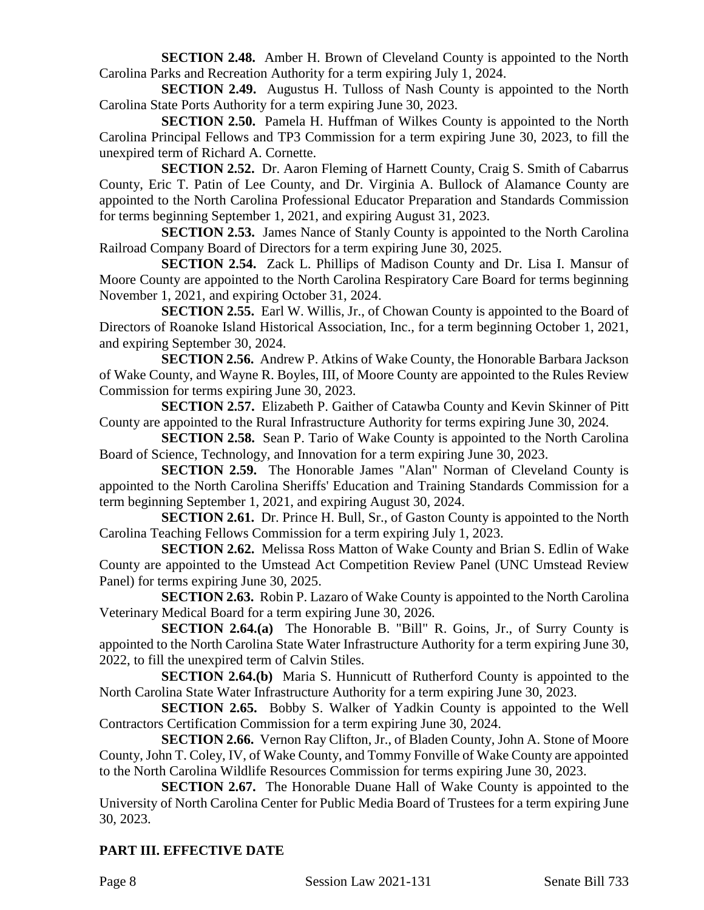**SECTION 2.48.** Amber H. Brown of Cleveland County is appointed to the North Carolina Parks and Recreation Authority for a term expiring July 1, 2024.

**SECTION 2.49.** Augustus H. Tulloss of Nash County is appointed to the North Carolina State Ports Authority for a term expiring June 30, 2023.

**SECTION 2.50.** Pamela H. Huffman of Wilkes County is appointed to the North Carolina Principal Fellows and TP3 Commission for a term expiring June 30, 2023, to fill the unexpired term of Richard A. Cornette.

**SECTION 2.52.** Dr. Aaron Fleming of Harnett County, Craig S. Smith of Cabarrus County, Eric T. Patin of Lee County, and Dr. Virginia A. Bullock of Alamance County are appointed to the North Carolina Professional Educator Preparation and Standards Commission for terms beginning September 1, 2021, and expiring August 31, 2023.

**SECTION 2.53.** James Nance of Stanly County is appointed to the North Carolina Railroad Company Board of Directors for a term expiring June 30, 2025.

**SECTION 2.54.** Zack L. Phillips of Madison County and Dr. Lisa I. Mansur of Moore County are appointed to the North Carolina Respiratory Care Board for terms beginning November 1, 2021, and expiring October 31, 2024.

**SECTION 2.55.** Earl W. Willis, Jr., of Chowan County is appointed to the Board of Directors of Roanoke Island Historical Association, Inc., for a term beginning October 1, 2021, and expiring September 30, 2024.

**SECTION 2.56.** Andrew P. Atkins of Wake County, the Honorable Barbara Jackson of Wake County, and Wayne R. Boyles, III, of Moore County are appointed to the Rules Review Commission for terms expiring June 30, 2023.

**SECTION 2.57.** Elizabeth P. Gaither of Catawba County and Kevin Skinner of Pitt County are appointed to the Rural Infrastructure Authority for terms expiring June 30, 2024.

**SECTION 2.58.** Sean P. Tario of Wake County is appointed to the North Carolina Board of Science, Technology, and Innovation for a term expiring June 30, 2023.

**SECTION 2.59.** The Honorable James "Alan" Norman of Cleveland County is appointed to the North Carolina Sheriffs' Education and Training Standards Commission for a term beginning September 1, 2021, and expiring August 30, 2024.

**SECTION 2.61.** Dr. Prince H. Bull, Sr., of Gaston County is appointed to the North Carolina Teaching Fellows Commission for a term expiring July 1, 2023.

**SECTION 2.62.** Melissa Ross Matton of Wake County and Brian S. Edlin of Wake County are appointed to the Umstead Act Competition Review Panel (UNC Umstead Review Panel) for terms expiring June 30, 2025.

**SECTION 2.63.** Robin P. Lazaro of Wake County is appointed to the North Carolina Veterinary Medical Board for a term expiring June 30, 2026.

**SECTION 2.64.(a)** The Honorable B. "Bill" R. Goins, Jr., of Surry County is appointed to the North Carolina State Water Infrastructure Authority for a term expiring June 30, 2022, to fill the unexpired term of Calvin Stiles.

**SECTION 2.64.(b)** Maria S. Hunnicutt of Rutherford County is appointed to the North Carolina State Water Infrastructure Authority for a term expiring June 30, 2023.

**SECTION 2.65.** Bobby S. Walker of Yadkin County is appointed to the Well Contractors Certification Commission for a term expiring June 30, 2024.

**SECTION 2.66.** Vernon Ray Clifton, Jr., of Bladen County, John A. Stone of Moore County, John T. Coley, IV, of Wake County, and Tommy Fonville of Wake County are appointed to the North Carolina Wildlife Resources Commission for terms expiring June 30, 2023.

**SECTION 2.67.** The Honorable Duane Hall of Wake County is appointed to the University of North Carolina Center for Public Media Board of Trustees for a term expiring June 30, 2023.

## PART III. EFFECTIVE DATE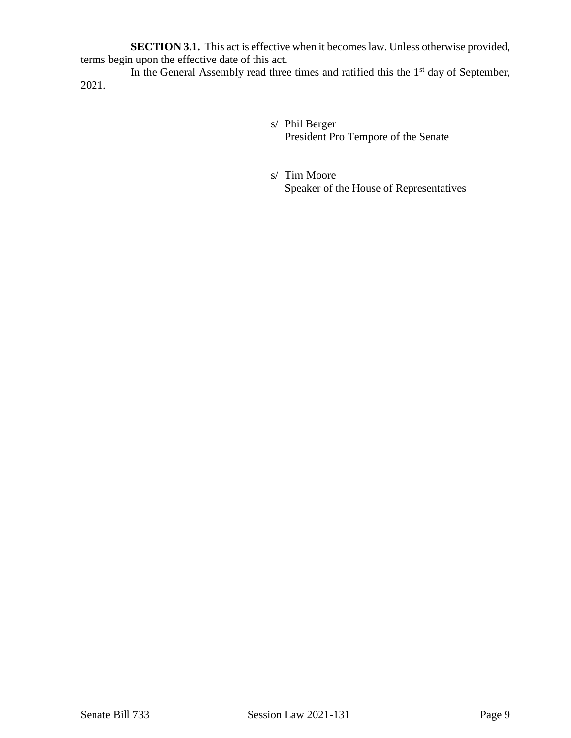**SECTION 3.1.** This act is effective when it becomes law. Unless otherwise provided, terms begin upon the effective date of this act.

In the General Assembly read three times and ratified this the 1st day of September, 2021.

s/ Phil Berger
President Pro Tempore of the Senate

s/ Tim Moore
Speaker of the House of Representatives